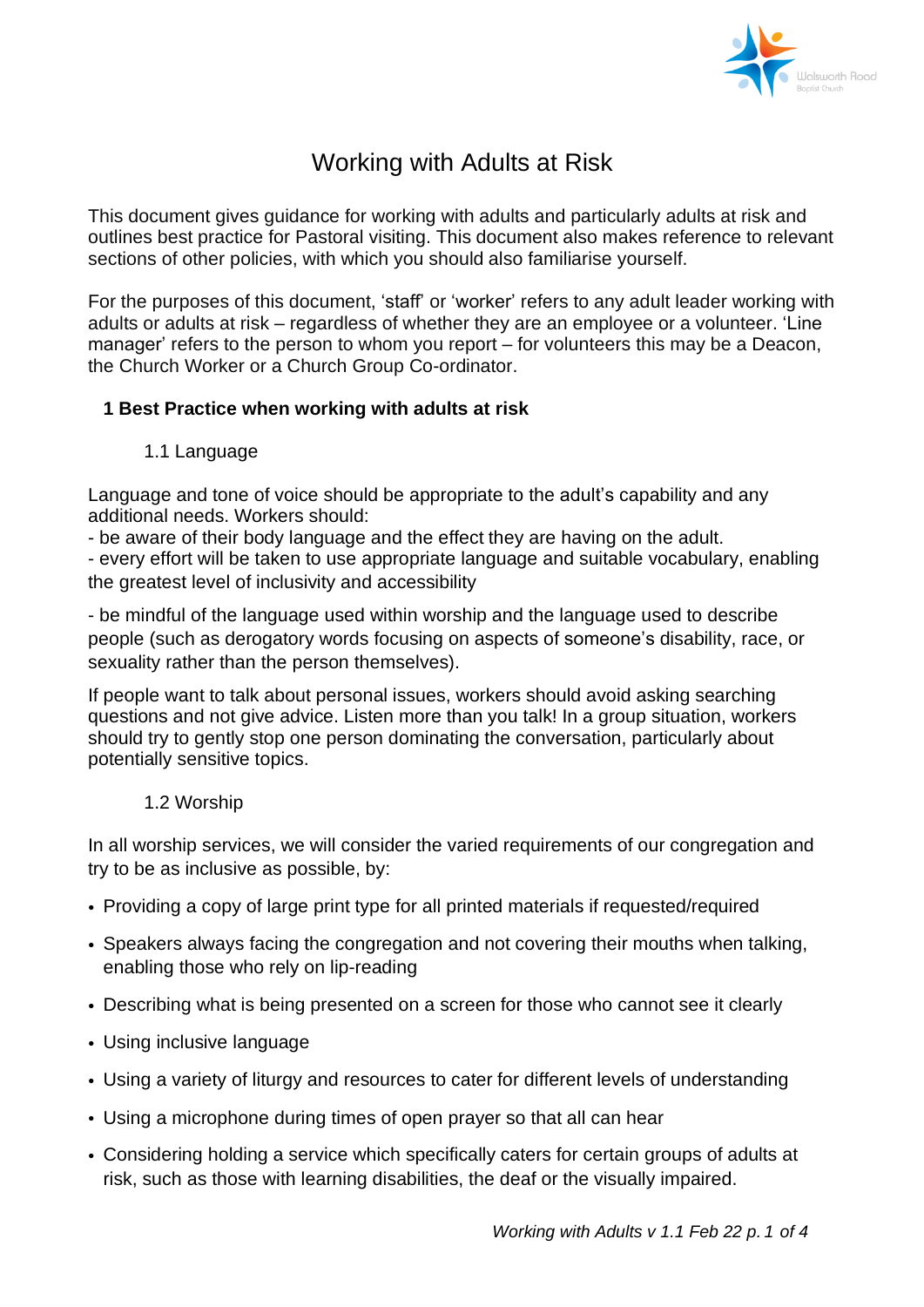# Working with Adults at Risk

This document gives guidance for working with adults and particularly adults at risk and outlines best practice for Pastoral visiting. This document also makes reference to relevant sections of other policies, with which you should also familiarise yourself.

For the purposes of this document, 'staff' or 'worker' refers to any adult leader working with adults or adults at risk – regardless of whether they are an employee or a volunteer. 'Line manager' refers to the person to whom you report – for volunteers this may be a Deacon, the Church Worker or a Church Group Co-ordinator.

## 1 Best Practice when working with adults at risk

### 1.1 Language

Language and tone of voice should be appropriate to the adult's capability and any additional needs. Workers should:

- be aware of their body language and the effect they are having on the adult.
- every effort will be taken to use appropriate language and suitable vocabulary, enabling the greatest level of inclusivity and accessibility
- be mindful of the language used within worship and the language used to describe people (such as derogatory words focusing on aspects of someone's disability, race, or sexuality rather than the person themselves).

If people want to talk about personal issues, workers should avoid asking searching questions and not give advice. Listen more than you talk! In a group situation, workers should try to gently stop one person dominating the conversation, particularly about potentially sensitive topics.

### 1.2 Worship

In all worship services, we will consider the varied requirements of our congregation and try to be as inclusive as possible, by:

- Providing a copy of large print type for all printed materials if requested/required
- Speakers always facing the congregation and not covering their mouths when talking, enabling those who rely on lip-reading
- Describing what is being presented on a screen for those who cannot see it clearly
- Using inclusive language
- Using a variety of liturgy and resources to cater for different levels of understanding
- Using a microphone during times of open prayer so that all can hear
- Considering holding a service which specifically caters for certain groups of adults at risk, such as those with learning disabilities, the deaf or the visually impaired.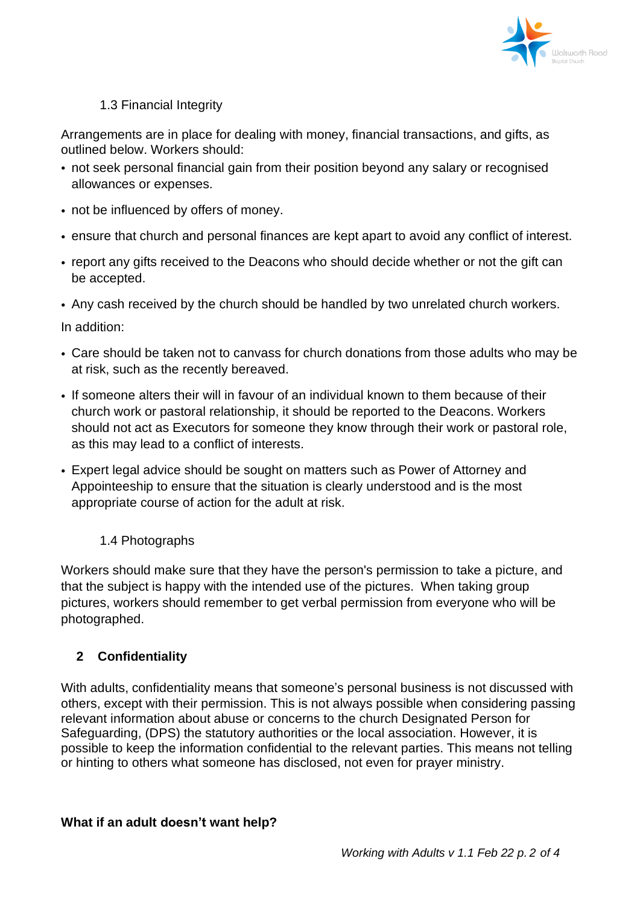### 1.3 Financial Integrity

Arrangements are in place for dealing with money, financial transactions, and gifts, as outlined below. Workers should:

- not seek personal financial gain from their position beyond any salary or recognised allowances or expenses.
- not be influenced by offers of money.
- ensure that church and personal finances are kept apart to avoid any conflict of interest.
- report any gifts received to the Deacons who should decide whether or not the gift can be accepted.
- Any cash received by the church should be handled by two unrelated church workers.

In addition:

- Care should be taken not to canvass for church donations from those adults who may be at risk, such as the recently bereaved.
- If someone alters their will in favour of an individual known to them because of their church work or pastoral relationship, it should be reported to the Deacons. Workers should not act as Executors for someone they know through their work or pastoral role, as this may lead to a conflict of interests.
- Expert legal advice should be sought on matters such as Power of Attorney and Appointeeship to ensure that the situation is clearly understood and is the most appropriate course of action for the adult at risk.

### 1.4 Photographs

Workers should make sure that they have the person's permission to take a picture, and that the subject is happy with the intended use of the pictures. When taking group pictures, workers should remember to get verbal permission from everyone who will be photographed.

## 2 Confidentiality

With adults, confidentiality means that someone's personal business is not discussed with others, except with their permission. This is not always possible when considering passing relevant information about abuse or concerns to the church Designated Person for Safeguarding, (DPS) the statutory authorities or the local association. However, it is possible to keep the information confidential to the relevant parties. This means not telling or hinting to others what someone has disclosed, not even for prayer ministry.

**What if an adult doesn't want help?**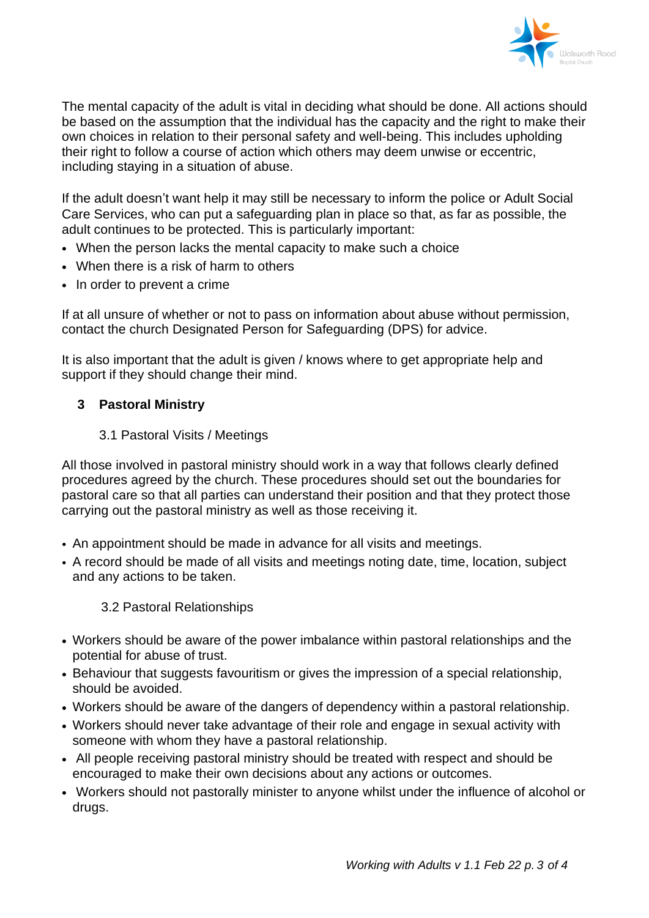The mental capacity of the adult is vital in deciding what should be done. All actions should be based on the assumption that the individual has the capacity and the right to make their own choices in relation to their personal safety and well-being. This includes upholding their right to follow a course of action which others may deem unwise or eccentric, including staying in a situation of abuse.

If the adult doesn't want help it may still be necessary to inform the police or Adult Social Care Services, who can put a safeguarding plan in place so that, as far as possible, the adult continues to be protected. This is particularly important:

- When the person lacks the mental capacity to make such a choice
- When there is a risk of harm to others
- In order to prevent a crime

If at all unsure of whether or not to pass on information about abuse without permission, contact the church Designated Person for Safeguarding (DPS) for advice.

It is also important that the adult is given / knows where to get appropriate help and support if they should change their mind.

## 3 Pastoral Ministry

### 3.1 Pastoral Visits / Meetings

All those involved in pastoral ministry should work in a way that follows clearly defined procedures agreed by the church. These procedures should set out the boundaries for pastoral care so that all parties can understand their position and that they protect those carrying out the pastoral ministry as well as those receiving it.

- An appointment should be made in advance for all visits and meetings.
- A record should be made of all visits and meetings noting date, time, location, subject and any actions to be taken.

### 3.2 Pastoral Relationships

- Workers should be aware of the power imbalance within pastoral relationships and the potential for abuse of trust.
- Behaviour that suggests favouritism or gives the impression of a special relationship, should be avoided.
- Workers should be aware of the dangers of dependency within a pastoral relationship.
- Workers should never take advantage of their role and engage in sexual activity with someone with whom they have a pastoral relationship.
- All people receiving pastoral ministry should be treated with respect and should be encouraged to make their own decisions about any actions or outcomes.
- Workers should not pastorally minister to anyone whilst under the influence of alcohol or drugs.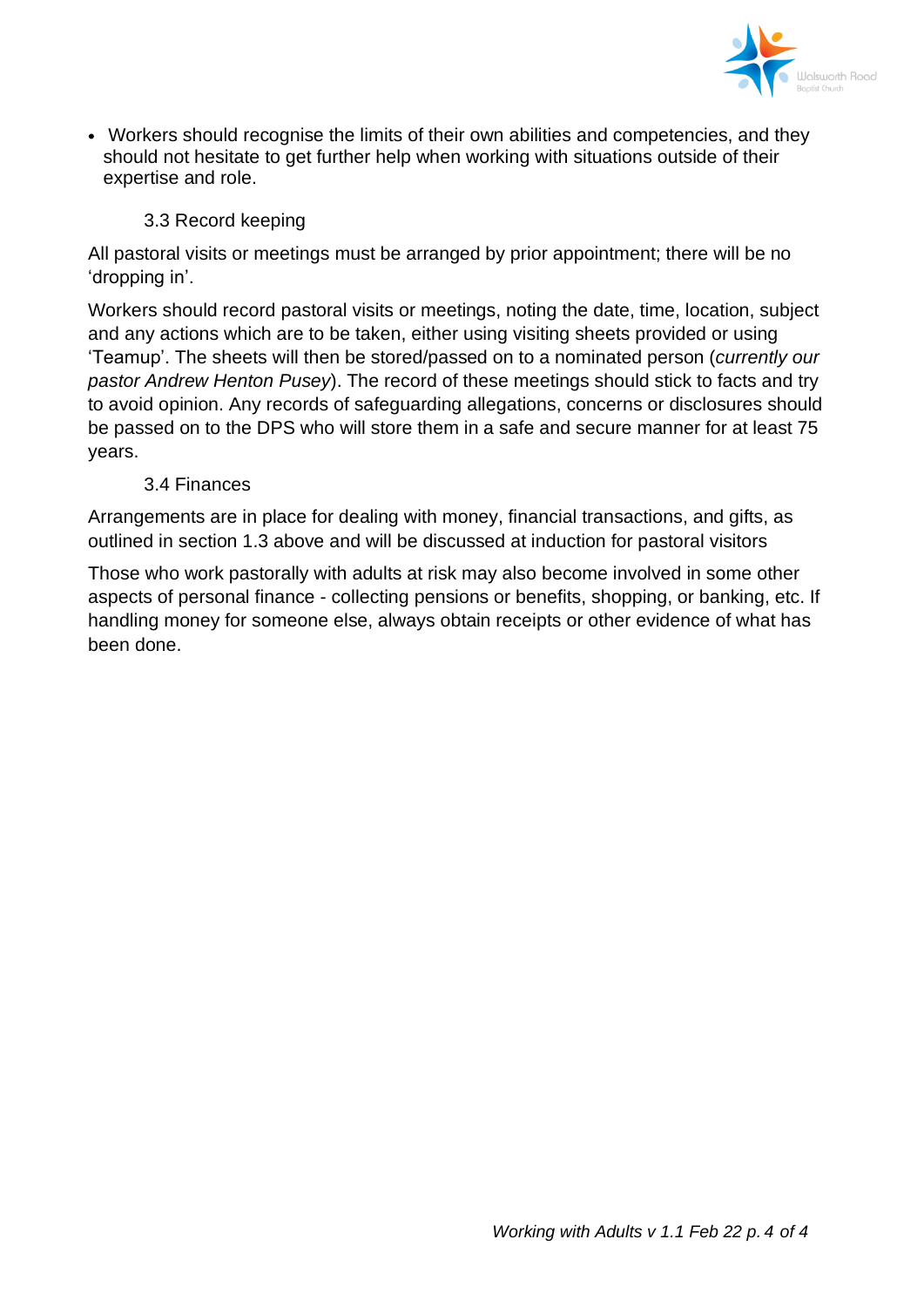- Workers should recognise the limits of their own abilities and competencies, and they should not hesitate to get further help when working with situations outside of their expertise and role.

### 3.3 Record keeping

All pastoral visits or meetings must be arranged by prior appointment; there will be no 'dropping in'.

Workers should record pastoral visits or meetings, noting the date, time, location, subject and any actions which are to be taken, either using visiting sheets provided or using 'Teamup'. The sheets will then be stored/passed on to a nominated person (*currently our pastor Andrew Henton Pusey*). The record of these meetings should stick to facts and try to avoid opinion. Any records of safeguarding allegations, concerns or disclosures should be passed on to the DPS who will store them in a safe and secure manner for at least 75 years.

### 3.4 Finances

Arrangements are in place for dealing with money, financial transactions, and gifts, as outlined in section 1.3 above and will be discussed at induction for pastoral visitors

Those who work pastorally with adults at risk may also become involved in some other aspects of personal finance - collecting pensions or benefits, shopping, or banking, etc. If handling money for someone else, always obtain receipts or other evidence of what has been done.